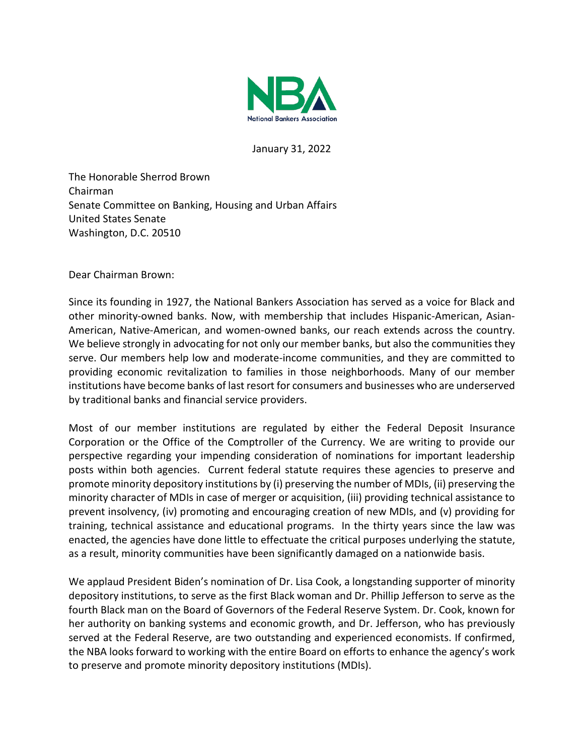NBA

National Bankers Association

January 31, 2022

The Honorable Sherrod Brown
Chairman
Senate Committee on Banking, Housing and Urban Affairs
United States Senate
Washington, D.C. 20510

Dear Chairman Brown:

Since its founding in 1927, the National Bankers Association has served as a voice for Black and other minority-owned banks. Now, with membership that includes Hispanic-American, Asian-American, Native-American, and women-owned banks, our reach extends across the country. We believe strongly in advocating for not only our member banks, but also the communities they serve. Our members help low and moderate-income communities, and they are committed to providing economic revitalization to families in those neighborhoods. Many of our member institutions have become banks of last resort for consumers and businesses who are underserved by traditional banks and financial service providers.

Most of our member institutions are regulated by either the Federal Deposit Insurance Corporation or the Office of the Comptroller of the Currency. We are writing to provide our perspective regarding your impending consideration of nominations for important leadership posts within both agencies. Current federal statute requires these agencies to preserve and promote minority depository institutions by (i) preserving the number of MDIs, (ii) preserving the minority character of MDIs in case of merger or acquisition, (iii) providing technical assistance to prevent insolvency, (iv) promoting and encouraging creation of new MDIs, and (v) providing for training, technical assistance and educational programs. In the thirty years since the law was enacted, the agencies have done little to effectuate the critical purposes underlying the statute, as a result, minority communities have been significantly damaged on a nationwide basis.

We applaud President Biden's nomination of Dr. Lisa Cook, a longstanding supporter of minority depository institutions, to serve as the first Black woman and Dr. Phillip Jefferson to serve as the fourth Black man on the Board of Governors of the Federal Reserve System. Dr. Cook, known for her authority on banking systems and economic growth, and Dr. Jefferson, who has previously served at the Federal Reserve, are two outstanding and experienced economists. If confirmed, the NBA looks forward to working with the entire Board on efforts to enhance the agency's work to preserve and promote minority depository institutions (MDIs).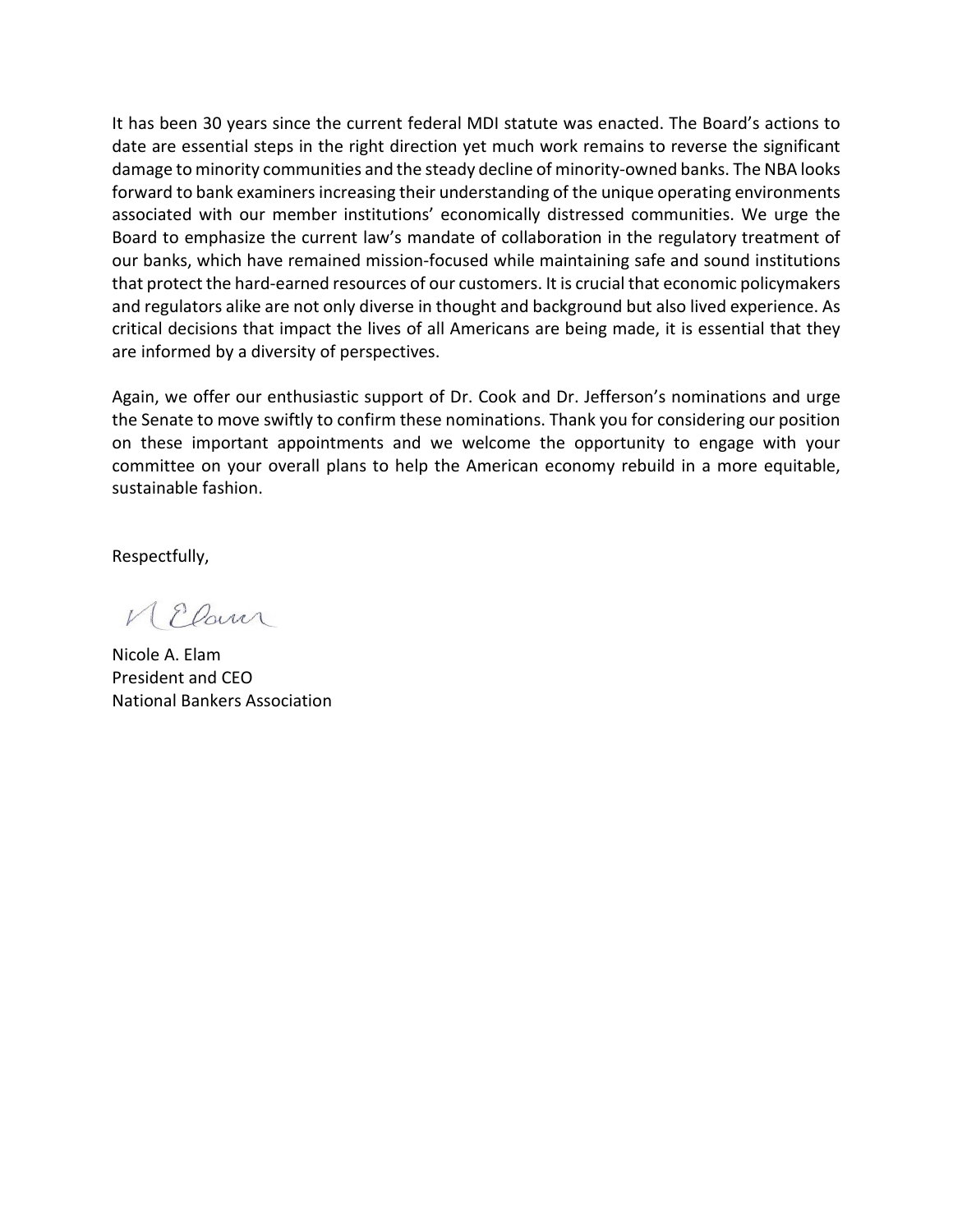It has been 30 years since the current federal MDI statute was enacted. The Board's actions to date are essential steps in the right direction yet much work remains to reverse the significant damage to minority communities and the steady decline of minority-owned banks. The NBA looks forward to bank examiners increasing their understanding of the unique operating environments associated with our member institutions' economically distressed communities. We urge the Board to emphasize the current law's mandate of collaboration in the regulatory treatment of our banks, which have remained mission-focused while maintaining safe and sound institutions that protect the hard-earned resources of our customers. It is crucial that economic policymakers and regulators alike are not only diverse in thought and background but also lived experience. As critical decisions that impact the lives of all Americans are being made, it is essential that they are informed by a diversity of perspectives.

Again, we offer our enthusiastic support of Dr. Cook and Dr. Jefferson's nominations and urge the Senate to move swiftly to confirm these nominations. Thank you for considering our position on these important appointments and we welcome the opportunity to engage with your committee on your overall plans to help the American economy rebuild in a more equitable, sustainable fashion.

Respectfully,

N Elam

Nicole A. Elam
President and CEO
National Bankers Association